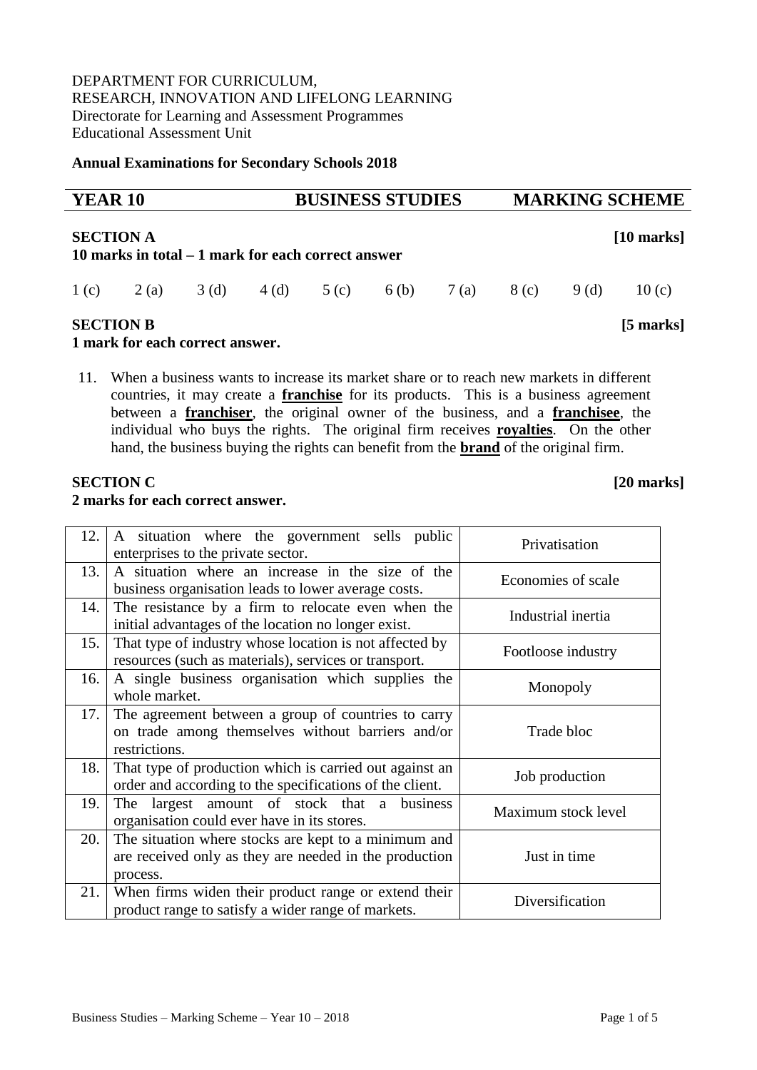DEPARTMENT FOR CURRICULUM,
RESEARCH, INNOVATION AND LIFELONG LEARNING
Directorate for Learning and Assessment Programmes
Educational Assessment Unit

**Annual Examinations for Secondary Schools 2018**

## YEAR 10 BUSINESS STUDIES MARKING SCHEME

### SECTION A [10 marks]

**10 marks in total – 1 mark for each correct answer**

| 1 (c) | 2 (a) | 3 (d) | 4 (d) | 5 (c) | 6 (b) | 7 (a) | 8 (c) | 9 (d) | 10 (c) |
|---|---|---|---|---|---|---|---|---|---|

### SECTION B [5 marks]

**1 mark for each correct answer.**

11. When a business wants to increase its market share or to reach new markets in different countries, it may create a **franchise** for its products. This is a business agreement between a **franchiser**, the original owner of the business, and a **franchisee**, the individual who buys the rights. The original firm receives **royalties**. On the other hand, the business buying the rights can benefit from the **brand** of the original firm.

### SECTION C [20 marks]

**2 marks for each correct answer.**

| | | |
|---|---|---|
| 12. | A situation where the government sells public enterprises to the private sector. | Privatisation |
| 13. | A situation where an increase in the size of the business organisation leads to lower average costs. | Economies of scale |
| 14. | The resistance by a firm to relocate even when the initial advantages of the location no longer exist. | Industrial inertia |
| 15. | That type of industry whose location is not affected by resources (such as materials), services or transport. | Footloose industry |
| 16. | A single business organisation which supplies the whole market. | Monopoly |
| 17. | The agreement between a group of countries to carry on trade among themselves without barriers and/or restrictions. | Trade bloc |
| 18. | That type of production which is carried out against an order and according to the specifications of the client. | Job production |
| 19. | The largest amount of stock that a business organisation could ever have in its stores. | Maximum stock level |
| 20. | The situation where stocks are kept to a minimum and are received only as they are needed in the production process. | Just in time |
| 21. | When firms widen their product range or extend their product range to satisfy a wider range of markets. | Diversification |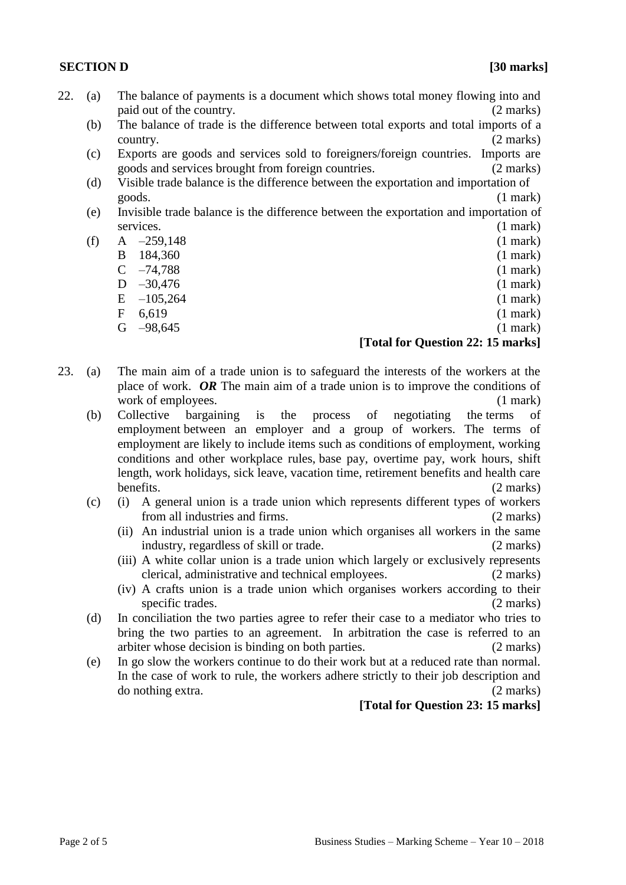**SECTION D** **[30 marks]**

22. (a) The balance of payments is a document which shows total money flowing into and paid out of the country. (2 marks)

    (b) The balance of trade is the difference between total exports and total imports of a country. (2 marks)

    (c) Exports are goods and services sold to foreigners/foreign countries. Imports are goods and services brought from foreign countries. (2 marks)

    (d) Visible trade balance is the difference between the exportation and importation of goods. (1 mark)

    (e) Invisible trade balance is the difference between the exportation and importation of services. (1 mark)

    (f) A –259,148 (1 mark)
        B 184,360 (1 mark)
        C –74,788 (1 mark)
        D –30,476 (1 mark)
        E –105,264 (1 mark)
        F 6,619 (1 mark)
        G –98,645 (1 mark)

**[Total for Question 22: 15 marks]**

23. (a) The main aim of a trade union is to safeguard the interests of the workers at the place of work. ***OR*** The main aim of a trade union is to improve the conditions of work of employees. (1 mark)

    (b) Collective bargaining is the process of negotiating the terms of employment between an employer and a group of workers. The terms of employment are likely to include items such as conditions of employment, working conditions and other workplace rules, base pay, overtime pay, work hours, shift length, work holidays, sick leave, vacation time, retirement benefits and health care benefits. (2 marks)

    (c) (i) A general union is a trade union which represents different types of workers from all industries and firms. (2 marks)

        (ii) An industrial union is a trade union which organises all workers in the same industry, regardless of skill or trade. (2 marks)

        (iii) A white collar union is a trade union which largely or exclusively represents clerical, administrative and technical employees. (2 marks)

        (iv) A crafts union is a trade union which organises workers according to their specific trades. (2 marks)

    (d) In conciliation the two parties agree to refer their case to a mediator who tries to bring the two parties to an agreement. In arbitration the case is referred to an arbiter whose decision is binding on both parties. (2 marks)

    (e) In go slow the workers continue to do their work but at a reduced rate than normal. In the case of work to rule, the workers adhere strictly to their job description and do nothing extra. (2 marks)

**[Total for Question 23: 15 marks]**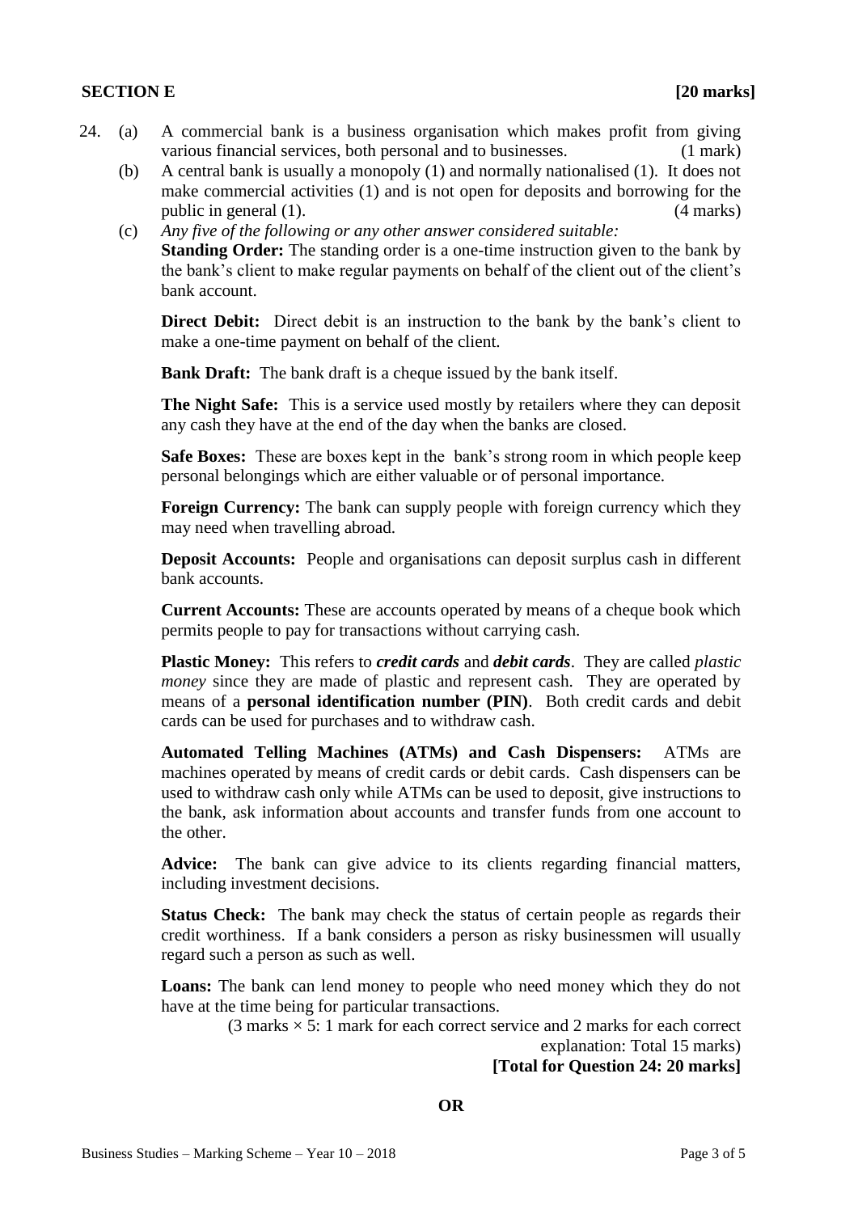## SECTION E **[20 marks]**

24. (a) A commercial bank is a business organisation which makes profit from giving various financial services, both personal and to businesses. (1 mark)

    (b) A central bank is usually a monopoly (1) and normally nationalised (1). It does not make commercial activities (1) and is not open for deposits and borrowing for the public in general (1). (4 marks)

    (c) *Any five of the following or any other answer considered suitable:*

    **Standing Order:** The standing order is a one-time instruction given to the bank by the bank's client to make regular payments on behalf of the client out of the client's bank account.

    **Direct Debit:** Direct debit is an instruction to the bank by the bank's client to make a one-time payment on behalf of the client.

    **Bank Draft:** The bank draft is a cheque issued by the bank itself.

    **The Night Safe:** This is a service used mostly by retailers where they can deposit any cash they have at the end of the day when the banks are closed.

    **Safe Boxes:** These are boxes kept in the bank's strong room in which people keep personal belongings which are either valuable or of personal importance.

    **Foreign Currency:** The bank can supply people with foreign currency which they may need when travelling abroad.

    **Deposit Accounts:** People and organisations can deposit surplus cash in different bank accounts.

    **Current Accounts:** These are accounts operated by means of a cheque book which permits people to pay for transactions without carrying cash.

    **Plastic Money:** This refers to ***credit cards*** and ***debit cards***. They are called *plastic money* since they are made of plastic and represent cash. They are operated by means of a **personal identification number (PIN)**. Both credit cards and debit cards can be used for purchases and to withdraw cash.

    **Automated Telling Machines (ATMs) and Cash Dispensers:** ATMs are machines operated by means of credit cards or debit cards. Cash dispensers can be used to withdraw cash only while ATMs can be used to deposit, give instructions to the bank, ask information about accounts and transfer funds from one account to the other.

    **Advice:** The bank can give advice to its clients regarding financial matters, including investment decisions.

    **Status Check:** The bank may check the status of certain people as regards their credit worthiness. If a bank considers a person as risky businessmen will usually regard such a person as such as well.

    **Loans:** The bank can lend money to people who need money which they do not have at the time being for particular transactions.

    (3 marks × 5: 1 mark for each correct service and 2 marks for each correct explanation: Total 15 marks)

    **[Total for Question 24: 20 marks]**

**OR**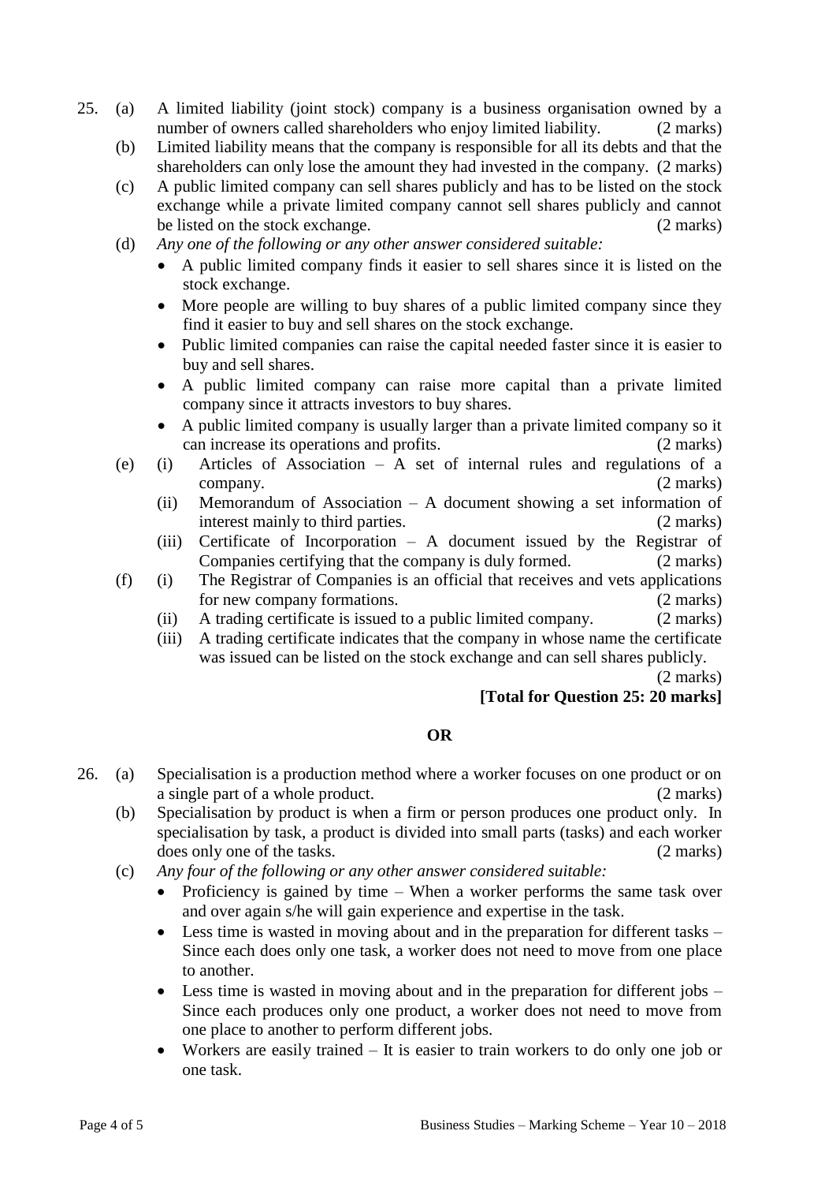25. (a) A limited liability (joint stock) company is a business organisation owned by a number of owners called shareholders who enjoy limited liability. (2 marks)

    (b) Limited liability means that the company is responsible for all its debts and that the shareholders can only lose the amount they had invested in the company. (2 marks)

    (c) A public limited company can sell shares publicly and has to be listed on the stock exchange while a private limited company cannot sell shares publicly and cannot be listed on the stock exchange. (2 marks)

    (d) *Any one of the following or any other answer considered suitable:*
    - A public limited company finds it easier to sell shares since it is listed on the stock exchange.
    - More people are willing to buy shares of a public limited company since they find it easier to buy and sell shares on the stock exchange.
    - Public limited companies can raise the capital needed faster since it is easier to buy and sell shares.
    - A public limited company can raise more capital than a private limited company since it attracts investors to buy shares.
    - A public limited company is usually larger than a private limited company so it can increase its operations and profits. (2 marks)

    (e) (i) Articles of Association – A set of internal rules and regulations of a company. (2 marks)

    (ii) Memorandum of Association – A document showing a set information of interest mainly to third parties. (2 marks)

    (iii) Certificate of Incorporation – A document issued by the Registrar of Companies certifying that the company is duly formed. (2 marks)

    (f) (i) The Registrar of Companies is an official that receives and vets applications for new company formations. (2 marks)

    (ii) A trading certificate is issued to a public limited company. (2 marks)

    (iii) A trading certificate indicates that the company in whose name the certificate was issued can be listed on the stock exchange and can sell shares publicly. (2 marks)

**[Total for Question 25: 20 marks]**

**OR**

26. (a) Specialisation is a production method where a worker focuses on one product or on a single part of a whole product. (2 marks)

    (b) Specialisation by product is when a firm or person produces one product only. In specialisation by task, a product is divided into small parts (tasks) and each worker does only one of the tasks. (2 marks)

    (c) *Any four of the following or any other answer considered suitable:*
    - Proficiency is gained by time – When a worker performs the same task over and over again s/he will gain experience and expertise in the task.
    - Less time is wasted in moving about and in the preparation for different tasks – Since each does only one task, a worker does not need to move from one place to another.
    - Less time is wasted in moving about and in the preparation for different jobs – Since each produces only one product, a worker does not need to move from one place to another to perform different jobs.
    - Workers are easily trained – It is easier to train workers to do only one job or one task.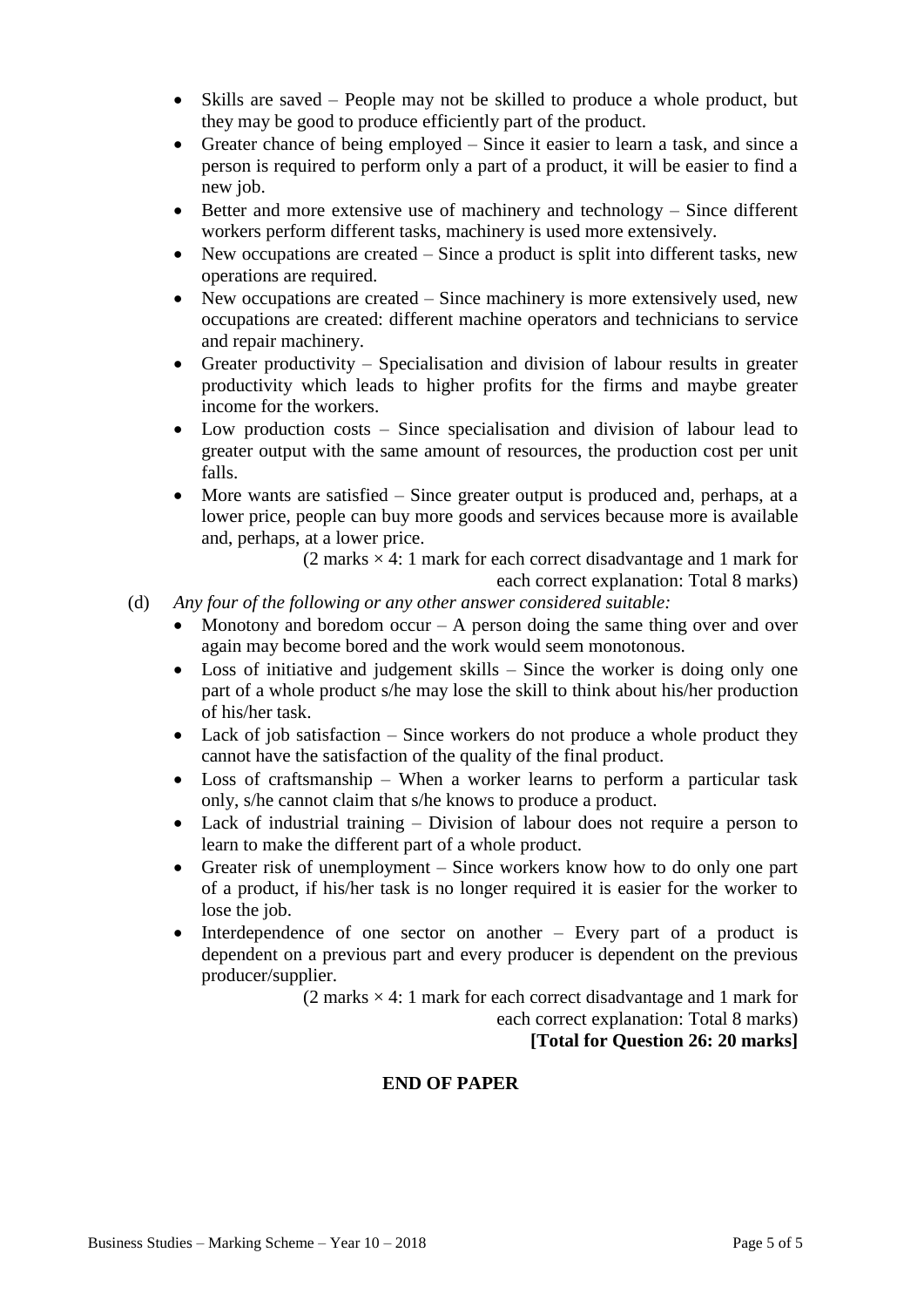- Skills are saved – People may not be skilled to produce a whole product, but they may be good to produce efficiently part of the product.
- Greater chance of being employed – Since it easier to learn a task, and since a person is required to perform only a part of a product, it will be easier to find a new job.
- Better and more extensive use of machinery and technology – Since different workers perform different tasks, machinery is used more extensively.
- New occupations are created – Since a product is split into different tasks, new operations are required.
- New occupations are created – Since machinery is more extensively used, new occupations are created: different machine operators and technicians to service and repair machinery.
- Greater productivity – Specialisation and division of labour results in greater productivity which leads to higher profits for the firms and maybe greater income for the workers.
- Low production costs – Since specialisation and division of labour lead to greater output with the same amount of resources, the production cost per unit falls.
- More wants are satisfied – Since greater output is produced and, perhaps, at a lower price, people can buy more goods and services because more is available and, perhaps, at a lower price.

(2 marks × 4: 1 mark for each correct disadvantage and 1 mark for each correct explanation: Total 8 marks)

(d) *Any four of the following or any other answer considered suitable:*

- Monotony and boredom occur – A person doing the same thing over and over again may become bored and the work would seem monotonous.
- Loss of initiative and judgement skills – Since the worker is doing only one part of a whole product s/he may lose the skill to think about his/her production of his/her task.
- Lack of job satisfaction – Since workers do not produce a whole product they cannot have the satisfaction of the quality of the final product.
- Loss of craftsmanship – When a worker learns to perform a particular task only, s/he cannot claim that s/he knows to produce a product.
- Lack of industrial training – Division of labour does not require a person to learn to make the different part of a whole product.
- Greater risk of unemployment – Since workers know how to do only one part of a product, if his/her task is no longer required it is easier for the worker to lose the job.
- Interdependence of one sector on another – Every part of a product is dependent on a previous part and every producer is dependent on the previous producer/supplier.

(2 marks × 4: 1 mark for each correct disadvantage and 1 mark for each correct explanation: Total 8 marks)

**[Total for Question 26: 20 marks]**

**END OF PAPER**